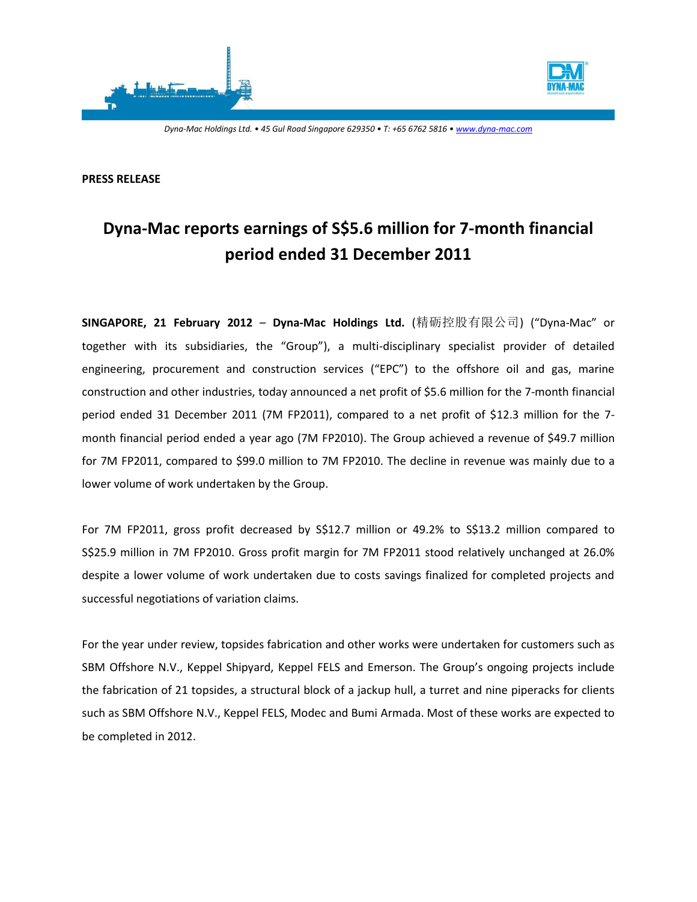**PRESS RELEASE**

# Dyna-Mac reports earnings of S$5.6 million for 7-month financial period ended 31 December 2011

**SINGAPORE, 21 February 2012** – **Dyna-Mac Holdings Ltd.** (精砺控股有限公司) ("Dyna-Mac" or together with its subsidiaries, the "Group"), a multi-disciplinary specialist provider of detailed engineering, procurement and construction services ("EPC") to the offshore oil and gas, marine construction and other industries, today announced a net profit of $5.6 million for the 7-month financial period ended 31 December 2011 (7M FP2011), compared to a net profit of $12.3 million for the 7-month financial period ended a year ago (7M FP2010). The Group achieved a revenue of $49.7 million for 7M FP2011, compared to $99.0 million to 7M FP2010. The decline in revenue was mainly due to a lower volume of work undertaken by the Group.

For 7M FP2011, gross profit decreased by S$12.7 million or 49.2% to S$13.2 million compared to S$25.9 million in 7M FP2010. Gross profit margin for 7M FP2011 stood relatively unchanged at 26.0% despite a lower volume of work undertaken due to costs savings finalized for completed projects and successful negotiations of variation claims.

For the year under review, topsides fabrication and other works were undertaken for customers such as SBM Offshore N.V., Keppel Shipyard, Keppel FELS and Emerson. The Group's ongoing projects include the fabrication of 21 topsides, a structural block of a jackup hull, a turret and nine piperacks for clients such as SBM Offshore N.V., Keppel FELS, Modec and Bumi Armada. Most of these works are expected to be completed in 2012.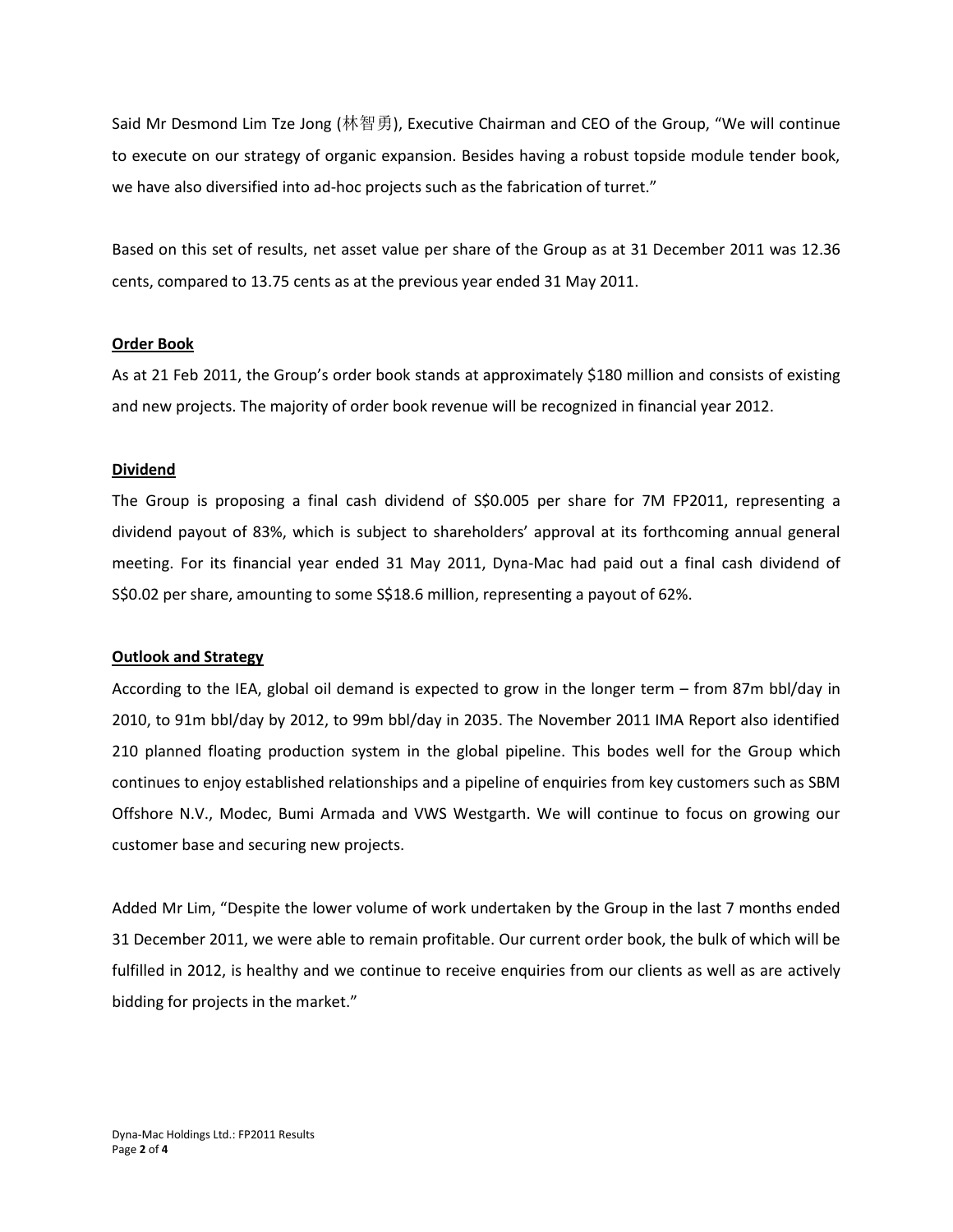Said Mr Desmond Lim Tze Jong (林智勇), Executive Chairman and CEO of the Group, "We will continue to execute on our strategy of organic expansion. Besides having a robust topside module tender book, we have also diversified into ad-hoc projects such as the fabrication of turret."

Based on this set of results, net asset value per share of the Group as at 31 December 2011 was 12.36 cents, compared to 13.75 cents as at the previous year ended 31 May 2011.

**Order Book**

As at 21 Feb 2011, the Group's order book stands at approximately $180 million and consists of existing and new projects. The majority of order book revenue will be recognized in financial year 2012.

**Dividend**

The Group is proposing a final cash dividend of S$0.005 per share for 7M FP2011, representing a dividend payout of 83%, which is subject to shareholders' approval at its forthcoming annual general meeting. For its financial year ended 31 May 2011, Dyna-Mac had paid out a final cash dividend of S$0.02 per share, amounting to some S$18.6 million, representing a payout of 62%.

**Outlook and Strategy**

According to the IEA, global oil demand is expected to grow in the longer term – from 87m bbl/day in 2010, to 91m bbl/day by 2012, to 99m bbl/day in 2035. The November 2011 IMA Report also identified 210 planned floating production system in the global pipeline. This bodes well for the Group which continues to enjoy established relationships and a pipeline of enquiries from key customers such as SBM Offshore N.V., Modec, Bumi Armada and VWS Westgarth. We will continue to focus on growing our customer base and securing new projects.

Added Mr Lim, "Despite the lower volume of work undertaken by the Group in the last 7 months ended 31 December 2011, we were able to remain profitable. Our current order book, the bulk of which will be fulfilled in 2012, is healthy and we continue to receive enquiries from our clients as well as are actively bidding for projects in the market."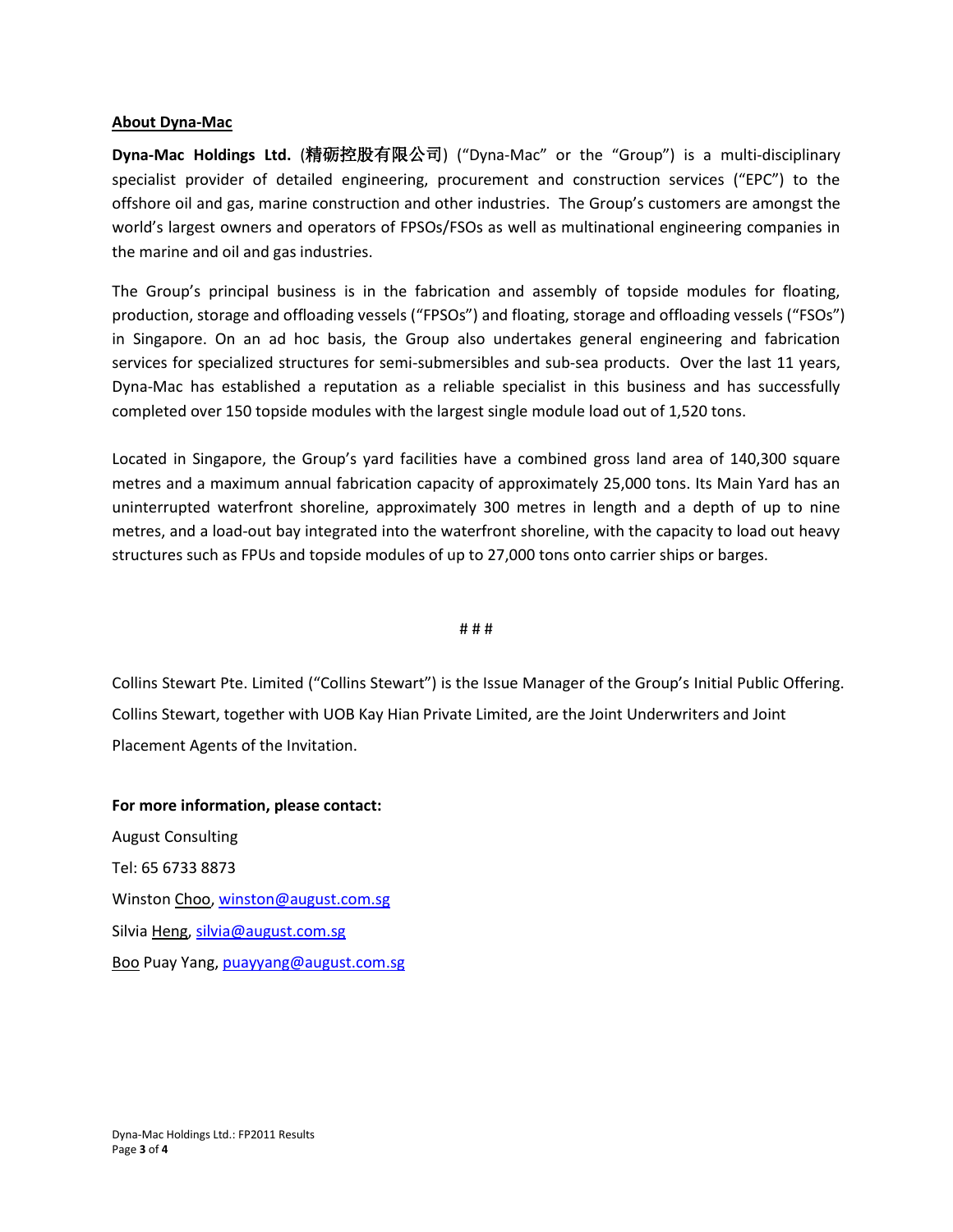## About Dyna-Mac

**Dyna-Mac Holdings Ltd.** (精砺控股有限公司) ("Dyna-Mac" or the "Group") is a multi-disciplinary specialist provider of detailed engineering, procurement and construction services ("EPC") to the offshore oil and gas, marine construction and other industries. The Group's customers are amongst the world's largest owners and operators of FPSOs/FSOs as well as multinational engineering companies in the marine and oil and gas industries.

The Group's principal business is in the fabrication and assembly of topside modules for floating, production, storage and offloading vessels ("FPSOs") and floating, storage and offloading vessels ("FSOs") in Singapore. On an ad hoc basis, the Group also undertakes general engineering and fabrication services for specialized structures for semi-submersibles and sub-sea products. Over the last 11 years, Dyna-Mac has established a reputation as a reliable specialist in this business and has successfully completed over 150 topside modules with the largest single module load out of 1,520 tons.

Located in Singapore, the Group's yard facilities have a combined gross land area of 140,300 square metres and a maximum annual fabrication capacity of approximately 25,000 tons. Its Main Yard has an uninterrupted waterfront shoreline, approximately 300 metres in length and a depth of up to nine metres, and a load-out bay integrated into the waterfront shoreline, with the capacity to load out heavy structures such as FPUs and topside modules of up to 27,000 tons onto carrier ships or barges.

# # #

Collins Stewart Pte. Limited ("Collins Stewart") is the Issue Manager of the Group's Initial Public Offering. Collins Stewart, together with UOB Kay Hian Private Limited, are the Joint Underwriters and Joint Placement Agents of the Invitation.

**For more information, please contact:**

August Consulting

Tel: 65 6733 8873

Winston Choo, winston@august.com.sg

Silvia Heng, silvia@august.com.sg

Boo Puay Yang, puayyang@august.com.sg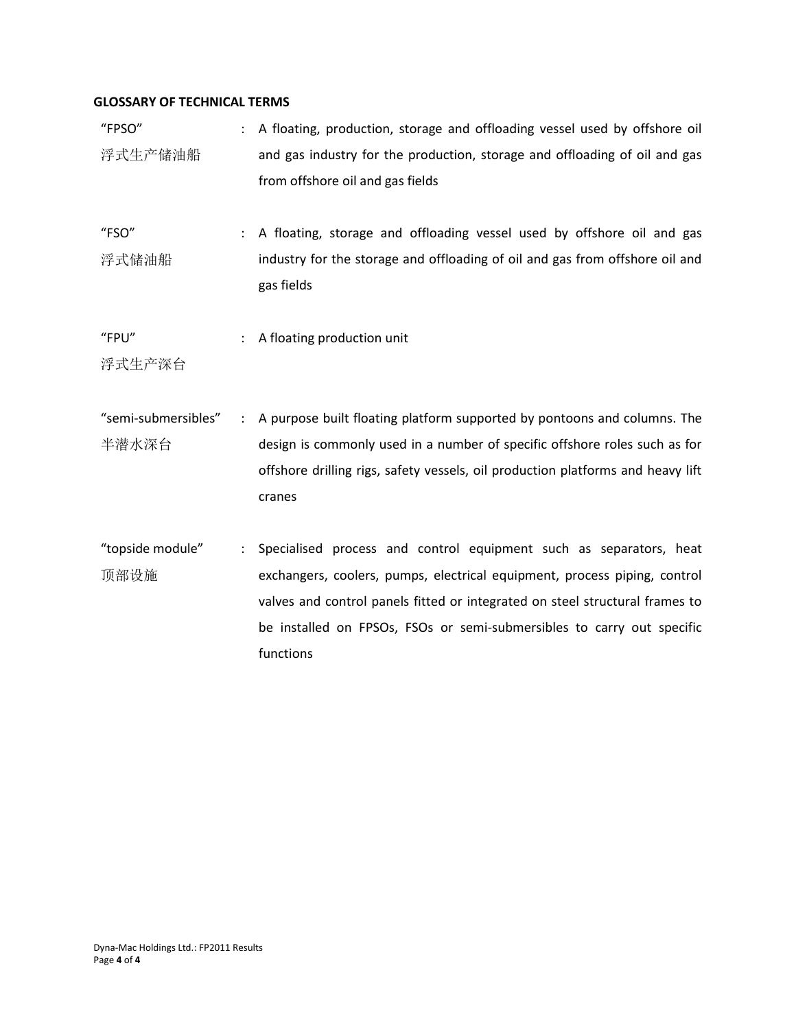**GLOSSARY OF TECHNICAL TERMS**

| | | |
|---|---|---|
| "FPSO"<br>浮式生产储油船 | : | A floating, production, storage and offloading vessel used by offshore oil and gas industry for the production, storage and offloading of oil and gas from offshore oil and gas fields |
| "FSO"<br>浮式储油船 | : | A floating, storage and offloading vessel used by offshore oil and gas industry for the storage and offloading of oil and gas from offshore oil and gas fields |
| "FPU"<br>浮式生产深台 | : | A floating production unit |
| "semi-submersibles"<br>半潜水深台 | : | A purpose built floating platform supported by pontoons and columns. The design is commonly used in a number of specific offshore roles such as for offshore drilling rigs, safety vessels, oil production platforms and heavy lift cranes |
| "topside module"<br>顶部设施 | : | Specialised process and control equipment such as separators, heat exchangers, coolers, pumps, electrical equipment, process piping, control valves and control panels fitted or integrated on steel structural frames to be installed on FPSOs, FSOs or semi-submersibles to carry out specific functions |

Dyna-Mac Holdings Ltd.: FP2011 Results